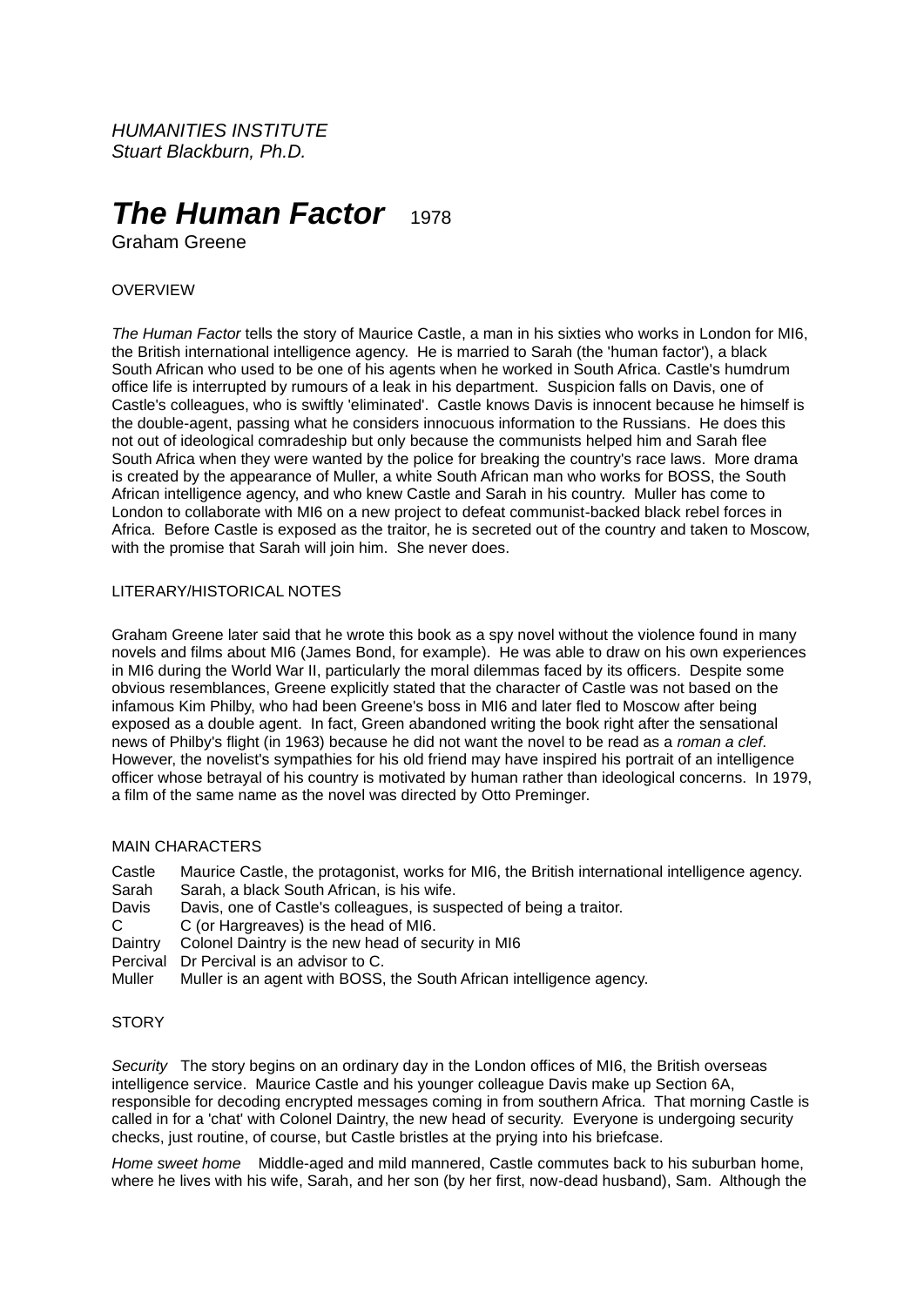*HUMANITIES INSTITUTE*
*Stuart Blackburn, Ph.D.*

# *The Human Factor* 1978

Graham Greene

## OVERVIEW

*The Human Factor* tells the story of Maurice Castle, a man in his sixties who works in London for MI6, the British international intelligence agency. He is married to Sarah (the 'human factor'), a black South African who used to be one of his agents when he worked in South Africa. Castle's humdrum office life is interrupted by rumours of a leak in his department. Suspicion falls on Davis, one of Castle's colleagues, who is swiftly 'eliminated'. Castle knows Davis is innocent because he himself is the double-agent, passing what he considers innocuous information to the Russians. He does this not out of ideological comradeship but only because the communists helped him and Sarah flee South Africa when they were wanted by the police for breaking the country's race laws. More drama is created by the appearance of Muller, a white South African man who works for BOSS, the South African intelligence agency, and who knew Castle and Sarah in his country. Muller has come to London to collaborate with MI6 on a new project to defeat communist-backed black rebel forces in Africa. Before Castle is exposed as the traitor, he is secreted out of the country and taken to Moscow, with the promise that Sarah will join him. She never does.

## LITERARY/HISTORICAL NOTES

Graham Greene later said that he wrote this book as a spy novel without the violence found in many novels and films about MI6 (James Bond, for example). He was able to draw on his own experiences in MI6 during the World War II, particularly the moral dilemmas faced by its officers. Despite some obvious resemblances, Greene explicitly stated that the character of Castle was not based on the infamous Kim Philby, who had been Greene's boss in MI6 and later fled to Moscow after being exposed as a double agent. In fact, Green abandoned writing the book right after the sensational news of Philby's flight (in 1963) because he did not want the novel to be read as a *roman a clef*. However, the novelist's sympathies for his old friend may have inspired his portrait of an intelligence officer whose betrayal of his country is motivated by human rather than ideological concerns. In 1979, a film of the same name as the novel was directed by Otto Preminger.

## MAIN CHARACTERS

| | |
|---|---|
| Castle | Maurice Castle, the protagonist, works for MI6, the British international intelligence agency. |
| Sarah | Sarah, a black South African, is his wife. |
| Davis | Davis, one of Castle's colleagues, is suspected of being a traitor. |
| C | C (or Hargreaves) is the head of MI6. |
| Daintry | Colonel Daintry is the new head of security in MI6 |
| Percival | Dr Percival is an advisor to C. |
| Muller | Muller is an agent with BOSS, the South African intelligence agency. |

## STORY

*Security* The story begins on an ordinary day in the London offices of MI6, the British overseas intelligence service. Maurice Castle and his younger colleague Davis make up Section 6A, responsible for decoding encrypted messages coming in from southern Africa. That morning Castle is called in for a 'chat' with Colonel Daintry, the new head of security. Everyone is undergoing security checks, just routine, of course, but Castle bristles at the prying into his briefcase.

*Home sweet home* Middle-aged and mild mannered, Castle commutes back to his suburban home, where he lives with his wife, Sarah, and her son (by her first, now-dead husband), Sam. Although the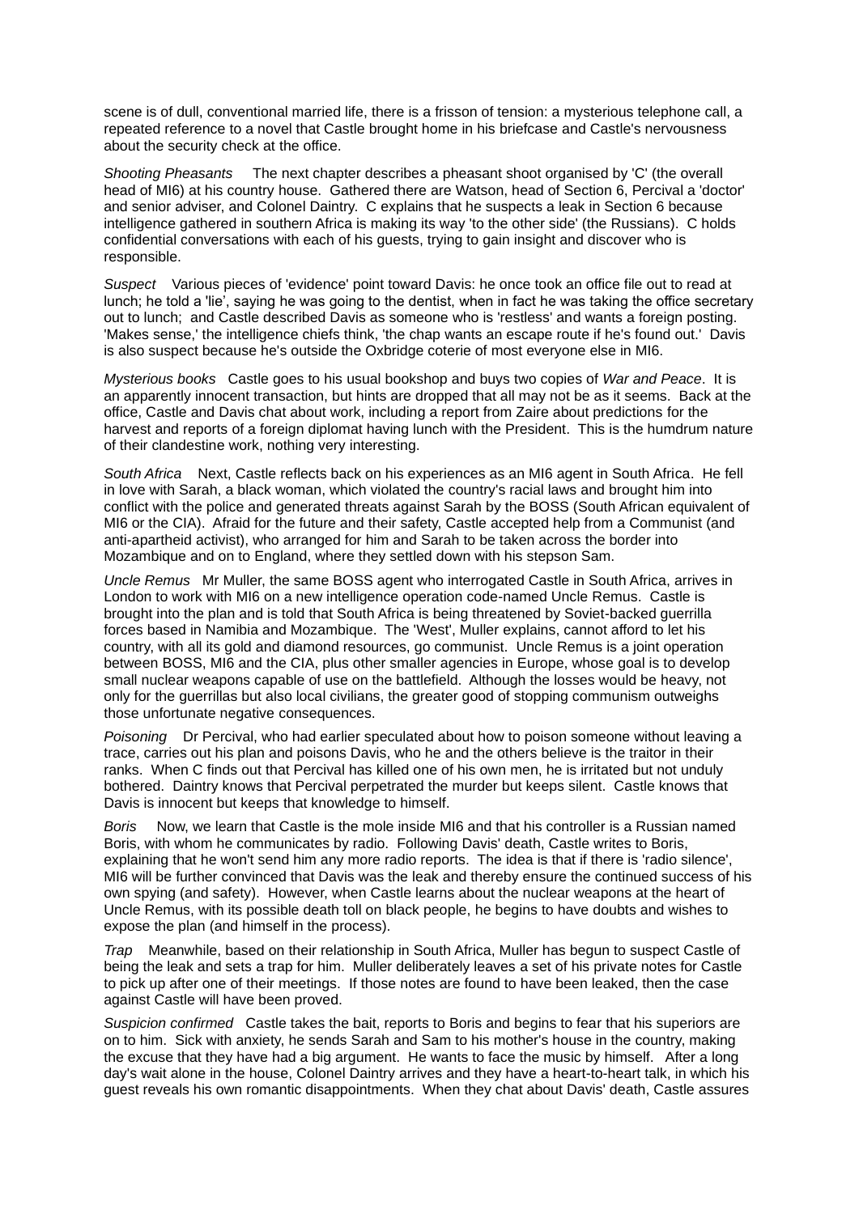scene is of dull, conventional married life, there is a frisson of tension: a mysterious telephone call, a repeated reference to a novel that Castle brought home in his briefcase and Castle's nervousness about the security check at the office.

*Shooting Pheasants* The next chapter describes a pheasant shoot organised by 'C' (the overall head of MI6) at his country house. Gathered there are Watson, head of Section 6, Percival a 'doctor' and senior adviser, and Colonel Daintry. C explains that he suspects a leak in Section 6 because intelligence gathered in southern Africa is making its way 'to the other side' (the Russians). C holds confidential conversations with each of his guests, trying to gain insight and discover who is responsible.

*Suspect* Various pieces of 'evidence' point toward Davis: he once took an office file out to read at lunch; he told a 'lie', saying he was going to the dentist, when in fact he was taking the office secretary out to lunch; and Castle described Davis as someone who is 'restless' and wants a foreign posting. 'Makes sense,' the intelligence chiefs think, 'the chap wants an escape route if he's found out.' Davis is also suspect because he's outside the Oxbridge coterie of most everyone else in MI6.

*Mysterious books* Castle goes to his usual bookshop and buys two copies of *War and Peace*. It is an apparently innocent transaction, but hints are dropped that all may not be as it seems. Back at the office, Castle and Davis chat about work, including a report from Zaire about predictions for the harvest and reports of a foreign diplomat having lunch with the President. This is the humdrum nature of their clandestine work, nothing very interesting.

*South Africa* Next, Castle reflects back on his experiences as an MI6 agent in South Africa. He fell in love with Sarah, a black woman, which violated the country's racial laws and brought him into conflict with the police and generated threats against Sarah by the BOSS (South African equivalent of MI6 or the CIA). Afraid for the future and their safety, Castle accepted help from a Communist (and anti-apartheid activist), who arranged for him and Sarah to be taken across the border into Mozambique and on to England, where they settled down with his stepson Sam.

*Uncle Remus* Mr Muller, the same BOSS agent who interrogated Castle in South Africa, arrives in London to work with MI6 on a new intelligence operation code-named Uncle Remus. Castle is brought into the plan and is told that South Africa is being threatened by Soviet-backed guerrilla forces based in Namibia and Mozambique. The 'West', Muller explains, cannot afford to let his country, with all its gold and diamond resources, go communist. Uncle Remus is a joint operation between BOSS, MI6 and the CIA, plus other smaller agencies in Europe, whose goal is to develop small nuclear weapons capable of use on the battlefield. Although the losses would be heavy, not only for the guerrillas but also local civilians, the greater good of stopping communism outweighs those unfortunate negative consequences.

*Poisoning* Dr Percival, who had earlier speculated about how to poison someone without leaving a trace, carries out his plan and poisons Davis, who he and the others believe is the traitor in their ranks. When C finds out that Percival has killed one of his own men, he is irritated but not unduly bothered. Daintry knows that Percival perpetrated the murder but keeps silent. Castle knows that Davis is innocent but keeps that knowledge to himself.

*Boris* Now, we learn that Castle is the mole inside MI6 and that his controller is a Russian named Boris, with whom he communicates by radio. Following Davis' death, Castle writes to Boris, explaining that he won't send him any more radio reports. The idea is that if there is 'radio silence', MI6 will be further convinced that Davis was the leak and thereby ensure the continued success of his own spying (and safety). However, when Castle learns about the nuclear weapons at the heart of Uncle Remus, with its possible death toll on black people, he begins to have doubts and wishes to expose the plan (and himself in the process).

*Trap* Meanwhile, based on their relationship in South Africa, Muller has begun to suspect Castle of being the leak and sets a trap for him. Muller deliberately leaves a set of his private notes for Castle to pick up after one of their meetings. If those notes are found to have been leaked, then the case against Castle will have been proved.

*Suspicion confirmed* Castle takes the bait, reports to Boris and begins to fear that his superiors are on to him. Sick with anxiety, he sends Sarah and Sam to his mother's house in the country, making the excuse that they have had a big argument. He wants to face the music by himself. After a long day's wait alone in the house, Colonel Daintry arrives and they have a heart-to-heart talk, in which his guest reveals his own romantic disappointments. When they chat about Davis' death, Castle assures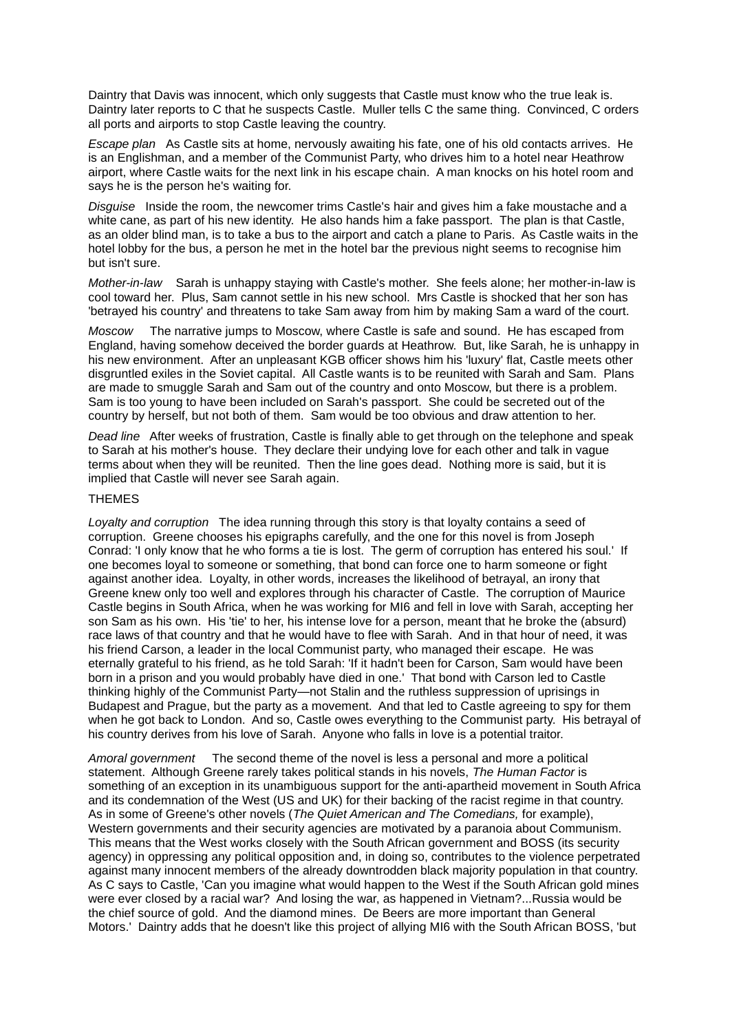Daintry that Davis was innocent, which only suggests that Castle must know who the true leak is. Daintry later reports to C that he suspects Castle. Muller tells C the same thing. Convinced, C orders all ports and airports to stop Castle leaving the country.

*Escape plan* As Castle sits at home, nervously awaiting his fate, one of his old contacts arrives. He is an Englishman, and a member of the Communist Party, who drives him to a hotel near Heathrow airport, where Castle waits for the next link in his escape chain. A man knocks on his hotel room and says he is the person he's waiting for.

*Disguise* Inside the room, the newcomer trims Castle's hair and gives him a fake moustache and a white cane, as part of his new identity. He also hands him a fake passport. The plan is that Castle, as an older blind man, is to take a bus to the airport and catch a plane to Paris. As Castle waits in the hotel lobby for the bus, a person he met in the hotel bar the previous night seems to recognise him but isn't sure.

*Mother-in-law* Sarah is unhappy staying with Castle's mother. She feels alone; her mother-in-law is cool toward her. Plus, Sam cannot settle in his new school. Mrs Castle is shocked that her son has 'betrayed his country' and threatens to take Sam away from him by making Sam a ward of the court.

*Moscow* The narrative jumps to Moscow, where Castle is safe and sound. He has escaped from England, having somehow deceived the border guards at Heathrow. But, like Sarah, he is unhappy in his new environment. After an unpleasant KGB officer shows him his 'luxury' flat, Castle meets other disgruntled exiles in the Soviet capital. All Castle wants is to be reunited with Sarah and Sam. Plans are made to smuggle Sarah and Sam out of the country and onto Moscow, but there is a problem. Sam is too young to have been included on Sarah's passport. She could be secreted out of the country by herself, but not both of them. Sam would be too obvious and draw attention to her.

*Dead line* After weeks of frustration, Castle is finally able to get through on the telephone and speak to Sarah at his mother's house. They declare their undying love for each other and talk in vague terms about when they will be reunited. Then the line goes dead. Nothing more is said, but it is implied that Castle will never see Sarah again.

THEMES

*Loyalty and corruption* The idea running through this story is that loyalty contains a seed of corruption. Greene chooses his epigraphs carefully, and the one for this novel is from Joseph Conrad: 'I only know that he who forms a tie is lost. The germ of corruption has entered his soul.' If one becomes loyal to someone or something, that bond can force one to harm someone or fight against another idea. Loyalty, in other words, increases the likelihood of betrayal, an irony that Greene knew only too well and explores through his character of Castle. The corruption of Maurice Castle begins in South Africa, when he was working for MI6 and fell in love with Sarah, accepting her son Sam as his own. His 'tie' to her, his intense love for a person, meant that he broke the (absurd) race laws of that country and that he would have to flee with Sarah. And in that hour of need, it was his friend Carson, a leader in the local Communist party, who managed their escape. He was eternally grateful to his friend, as he told Sarah: 'If it hadn't been for Carson, Sam would have been born in a prison and you would probably have died in one.' That bond with Carson led to Castle thinking highly of the Communist Party—not Stalin and the ruthless suppression of uprisings in Budapest and Prague, but the party as a movement. And that led to Castle agreeing to spy for them when he got back to London. And so, Castle owes everything to the Communist party. His betrayal of his country derives from his love of Sarah. Anyone who falls in love is a potential traitor.

*Amoral government* The second theme of the novel is less a personal and more a political statement. Although Greene rarely takes political stands in his novels, *The Human Factor* is something of an exception in its unambiguous support for the anti-apartheid movement in South Africa and its condemnation of the West (US and UK) for their backing of the racist regime in that country. As in some of Greene's other novels (*The Quiet American and The Comedians,* for example), Western governments and their security agencies are motivated by a paranoia about Communism. This means that the West works closely with the South African government and BOSS (its security agency) in oppressing any political opposition and, in doing so, contributes to the violence perpetrated against many innocent members of the already downtrodden black majority population in that country. As C says to Castle, 'Can you imagine what would happen to the West if the South African gold mines were ever closed by a racial war? And losing the war, as happened in Vietnam?...Russia would be the chief source of gold. And the diamond mines. De Beers are more important than General Motors.' Daintry adds that he doesn't like this project of allying MI6 with the South African BOSS, 'but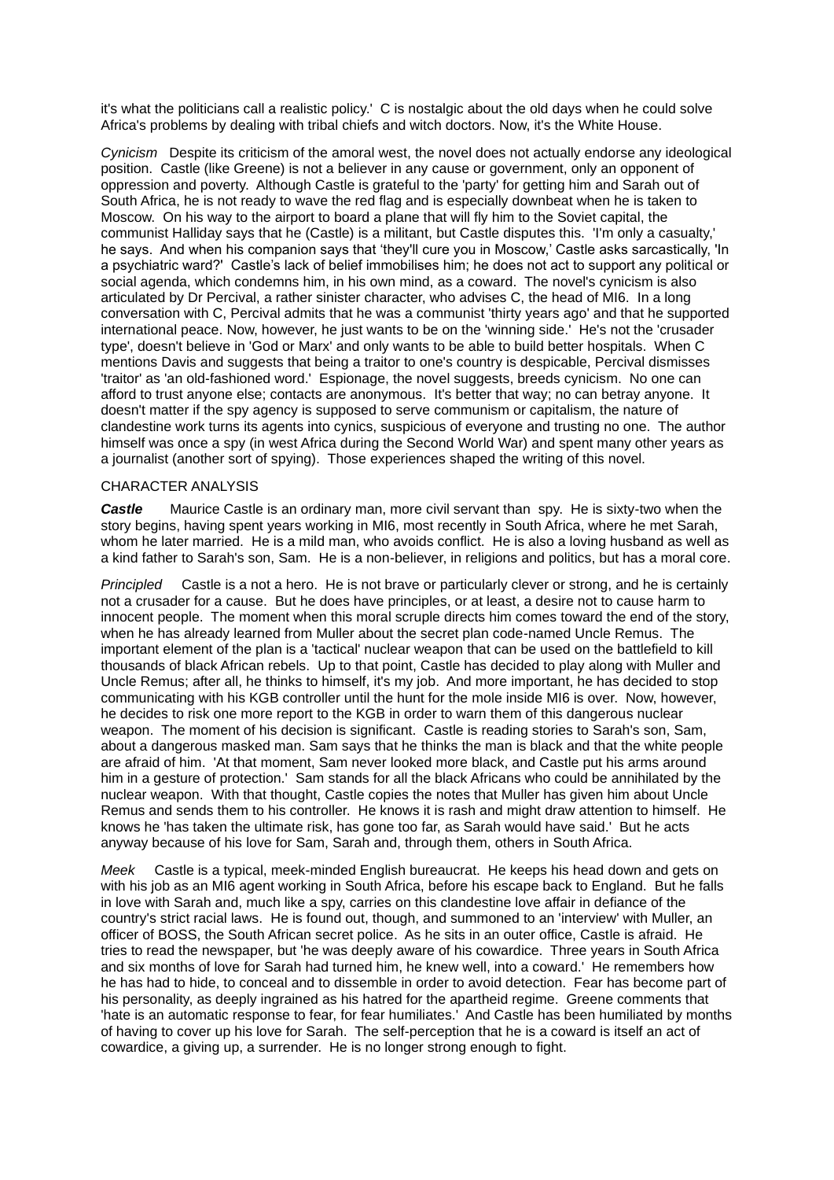it's what the politicians call a realistic policy.' C is nostalgic about the old days when he could solve Africa's problems by dealing with tribal chiefs and witch doctors. Now, it's the White House.

*Cynicism* Despite its criticism of the amoral west, the novel does not actually endorse any ideological position. Castle (like Greene) is not a believer in any cause or government, only an opponent of oppression and poverty. Although Castle is grateful to the 'party' for getting him and Sarah out of South Africa, he is not ready to wave the red flag and is especially downbeat when he is taken to Moscow. On his way to the airport to board a plane that will fly him to the Soviet capital, the communist Halliday says that he (Castle) is a militant, but Castle disputes this. 'I'm only a casualty,' he says. And when his companion says that 'they'll cure you in Moscow,' Castle asks sarcastically, 'In a psychiatric ward?' Castle's lack of belief immobilises him; he does not act to support any political or social agenda, which condemns him, in his own mind, as a coward. The novel's cynicism is also articulated by Dr Percival, a rather sinister character, who advises C, the head of MI6. In a long conversation with C, Percival admits that he was a communist 'thirty years ago' and that he supported international peace. Now, however, he just wants to be on the 'winning side.' He's not the 'crusader type', doesn't believe in 'God or Marx' and only wants to be able to build better hospitals. When C mentions Davis and suggests that being a traitor to one's country is despicable, Percival dismisses 'traitor' as 'an old-fashioned word.' Espionage, the novel suggests, breeds cynicism. No one can afford to trust anyone else; contacts are anonymous. It's better that way; no can betray anyone. It doesn't matter if the spy agency is supposed to serve communism or capitalism, the nature of clandestine work turns its agents into cynics, suspicious of everyone and trusting no one. The author himself was once a spy (in west Africa during the Second World War) and spent many other years as a journalist (another sort of spying). Those experiences shaped the writing of this novel.

CHARACTER ANALYSIS

***Castle*** Maurice Castle is an ordinary man, more civil servant than spy. He is sixty-two when the story begins, having spent years working in MI6, most recently in South Africa, where he met Sarah, whom he later married. He is a mild man, who avoids conflict. He is also a loving husband as well as a kind father to Sarah's son, Sam. He is a non-believer, in religions and politics, but has a moral core.

*Principled* Castle is a not a hero. He is not brave or particularly clever or strong, and he is certainly not a crusader for a cause. But he does have principles, or at least, a desire not to cause harm to innocent people. The moment when this moral scruple directs him comes toward the end of the story, when he has already learned from Muller about the secret plan code-named Uncle Remus. The important element of the plan is a 'tactical' nuclear weapon that can be used on the battlefield to kill thousands of black African rebels. Up to that point, Castle has decided to play along with Muller and Uncle Remus; after all, he thinks to himself, it's my job. And more important, he has decided to stop communicating with his KGB controller until the hunt for the mole inside MI6 is over. Now, however, he decides to risk one more report to the KGB in order to warn them of this dangerous nuclear weapon. The moment of his decision is significant. Castle is reading stories to Sarah's son, Sam, about a dangerous masked man. Sam says that he thinks the man is black and that the white people are afraid of him. 'At that moment, Sam never looked more black, and Castle put his arms around him in a gesture of protection.' Sam stands for all the black Africans who could be annihilated by the nuclear weapon. With that thought, Castle copies the notes that Muller has given him about Uncle Remus and sends them to his controller. He knows it is rash and might draw attention to himself. He knows he 'has taken the ultimate risk, has gone too far, as Sarah would have said.' But he acts anyway because of his love for Sam, Sarah and, through them, others in South Africa.

*Meek* Castle is a typical, meek-minded English bureaucrat. He keeps his head down and gets on with his job as an MI6 agent working in South Africa, before his escape back to England. But he falls in love with Sarah and, much like a spy, carries on this clandestine love affair in defiance of the country's strict racial laws. He is found out, though, and summoned to an 'interview' with Muller, an officer of BOSS, the South African secret police. As he sits in an outer office, Castle is afraid. He tries to read the newspaper, but 'he was deeply aware of his cowardice. Three years in South Africa and six months of love for Sarah had turned him, he knew well, into a coward.' He remembers how he has had to hide, to conceal and to dissemble in order to avoid detection. Fear has become part of his personality, as deeply ingrained as his hatred for the apartheid regime. Greene comments that 'hate is an automatic response to fear, for fear humiliates.' And Castle has been humiliated by months of having to cover up his love for Sarah. The self-perception that he is a coward is itself an act of cowardice, a giving up, a surrender. He is no longer strong enough to fight.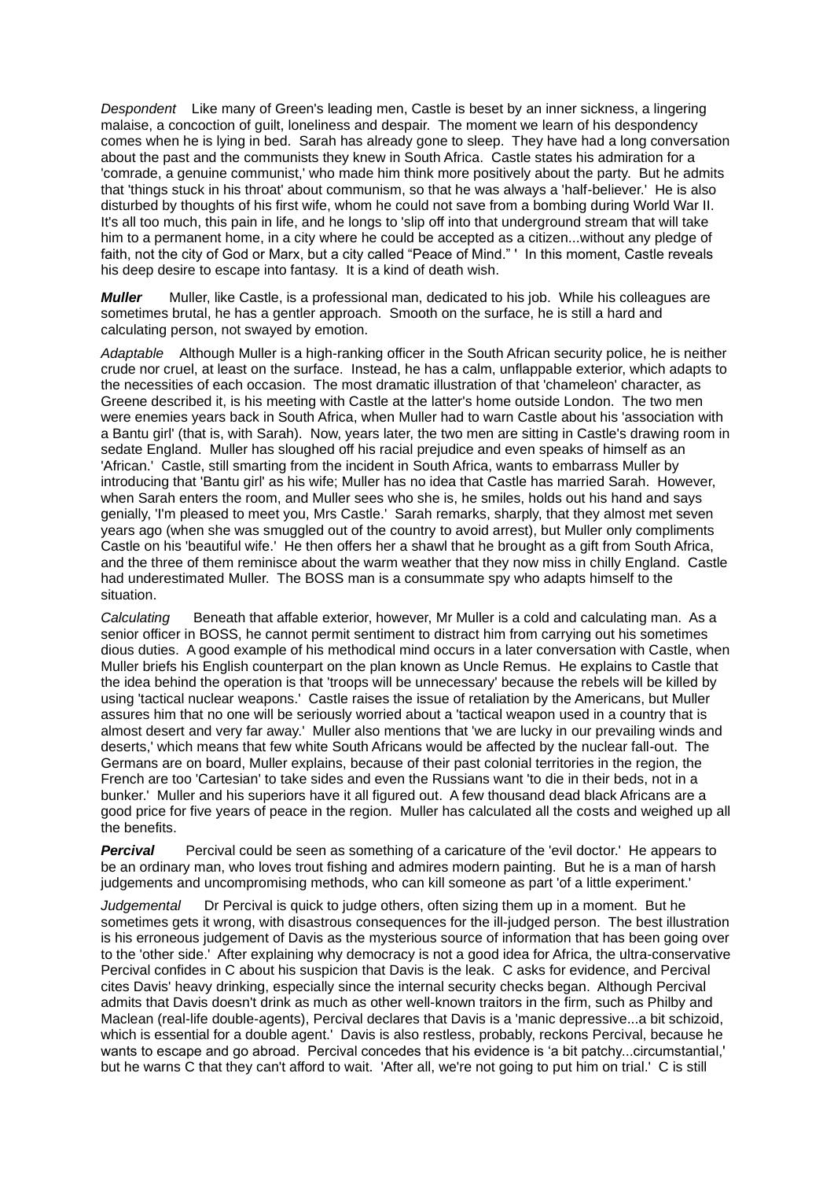*Despondent* Like many of Green's leading men, Castle is beset by an inner sickness, a lingering malaise, a concoction of guilt, loneliness and despair. The moment we learn of his despondency comes when he is lying in bed. Sarah has already gone to sleep. They have had a long conversation about the past and the communists they knew in South Africa. Castle states his admiration for a 'comrade, a genuine communist,' who made him think more positively about the party. But he admits that 'things stuck in his throat' about communism, so that he was always a 'half-believer.' He is also disturbed by thoughts of his first wife, whom he could not save from a bombing during World War II. It's all too much, this pain in life, and he longs to 'slip off into that underground stream that will take him to a permanent home, in a city where he could be accepted as a citizen...without any pledge of faith, not the city of God or Marx, but a city called "Peace of Mind." ' In this moment, Castle reveals his deep desire to escape into fantasy. It is a kind of death wish.

***Muller*** Muller, like Castle, is a professional man, dedicated to his job. While his colleagues are sometimes brutal, he has a gentler approach. Smooth on the surface, he is still a hard and calculating person, not swayed by emotion.

*Adaptable* Although Muller is a high-ranking officer in the South African security police, he is neither crude nor cruel, at least on the surface. Instead, he has a calm, unflappable exterior, which adapts to the necessities of each occasion. The most dramatic illustration of that 'chameleon' character, as Greene described it, is his meeting with Castle at the latter's home outside London. The two men were enemies years back in South Africa, when Muller had to warn Castle about his 'association with a Bantu girl' (that is, with Sarah). Now, years later, the two men are sitting in Castle's drawing room in sedate England. Muller has sloughed off his racial prejudice and even speaks of himself as an 'African.' Castle, still smarting from the incident in South Africa, wants to embarrass Muller by introducing that 'Bantu girl' as his wife; Muller has no idea that Castle has married Sarah. However, when Sarah enters the room, and Muller sees who she is, he smiles, holds out his hand and says genially, 'I'm pleased to meet you, Mrs Castle.' Sarah remarks, sharply, that they almost met seven years ago (when she was smuggled out of the country to avoid arrest), but Muller only compliments Castle on his 'beautiful wife.' He then offers her a shawl that he brought as a gift from South Africa, and the three of them reminisce about the warm weather that they now miss in chilly England. Castle had underestimated Muller. The BOSS man is a consummate spy who adapts himself to the situation.

*Calculating* Beneath that affable exterior, however, Mr Muller is a cold and calculating man. As a senior officer in BOSS, he cannot permit sentiment to distract him from carrying out his sometimes dious duties. A good example of his methodical mind occurs in a later conversation with Castle, when Muller briefs his English counterpart on the plan known as Uncle Remus. He explains to Castle that the idea behind the operation is that 'troops will be unnecessary' because the rebels will be killed by using 'tactical nuclear weapons.' Castle raises the issue of retaliation by the Americans, but Muller assures him that no one will be seriously worried about a 'tactical weapon used in a country that is almost desert and very far away.' Muller also mentions that 'we are lucky in our prevailing winds and deserts,' which means that few white South Africans would be affected by the nuclear fall-out. The Germans are on board, Muller explains, because of their past colonial territories in the region, the French are too 'Cartesian' to take sides and even the Russians want 'to die in their beds, not in a bunker.' Muller and his superiors have it all figured out. A few thousand dead black Africans are a good price for five years of peace in the region. Muller has calculated all the costs and weighed up all the benefits.

***Percival*** Percival could be seen as something of a caricature of the 'evil doctor.' He appears to be an ordinary man, who loves trout fishing and admires modern painting. But he is a man of harsh judgements and uncompromising methods, who can kill someone as part 'of a little experiment.'

*Judgemental* Dr Percival is quick to judge others, often sizing them up in a moment. But he sometimes gets it wrong, with disastrous consequences for the ill-judged person. The best illustration is his erroneous judgement of Davis as the mysterious source of information that has been going over to the 'other side.' After explaining why democracy is not a good idea for Africa, the ultra-conservative Percival confides in C about his suspicion that Davis is the leak. C asks for evidence, and Percival cites Davis' heavy drinking, especially since the internal security checks began. Although Percival admits that Davis doesn't drink as much as other well-known traitors in the firm, such as Philby and Maclean (real-life double-agents), Percival declares that Davis is a 'manic depressive...a bit schizoid, which is essential for a double agent.' Davis is also restless, probably, reckons Percival, because he wants to escape and go abroad. Percival concedes that his evidence is 'a bit patchy...circumstantial,' but he warns C that they can't afford to wait. 'After all, we're not going to put him on trial.' C is still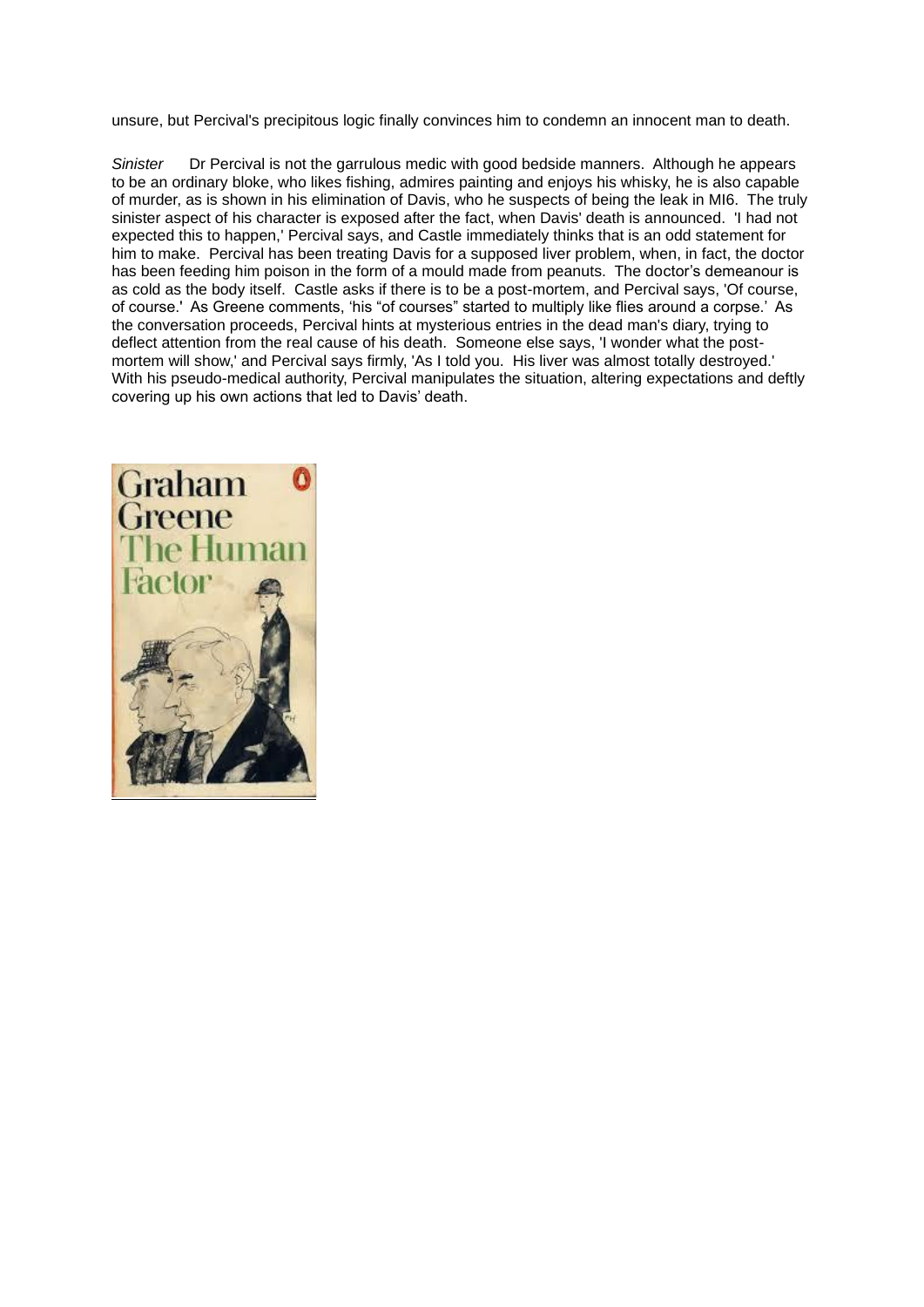unsure, but Percival's precipitous logic finally convinces him to condemn an innocent man to death.

*Sinister* Dr Percival is not the garrulous medic with good bedside manners. Although he appears to be an ordinary bloke, who likes fishing, admires painting and enjoys his whisky, he is also capable of murder, as is shown in his elimination of Davis, who he suspects of being the leak in MI6. The truly sinister aspect of his character is exposed after the fact, when Davis' death is announced. 'I had not expected this to happen,' Percival says, and Castle immediately thinks that is an odd statement for him to make. Percival has been treating Davis for a supposed liver problem, when, in fact, the doctor has been feeding him poison in the form of a mould made from peanuts. The doctor's demeanour is as cold as the body itself. Castle asks if there is to be a post-mortem, and Percival says, 'Of course, of course.' As Greene comments, 'his "of courses" started to multiply like flies around a corpse.' As the conversation proceeds, Percival hints at mysterious entries in the dead man's diary, trying to deflect attention from the real cause of his death. Someone else says, 'I wonder what the post-mortem will show,' and Percival says firmly, 'As I told you. His liver was almost totally destroyed.' With his pseudo-medical authority, Percival manipulates the situation, altering expectations and deftly covering up his own actions that led to Davis' death.